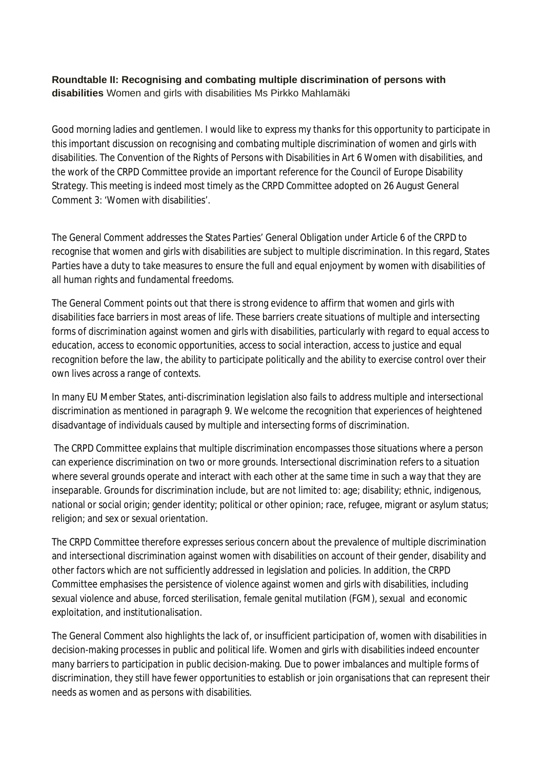**Roundtable II: Recognising and combating multiple discrimination of persons with disabilities** Women and girls with disabilities Ms Pirkko Mahlamäki

Good morning ladies and gentlemen. I would like to express my thanks for this opportunity to participate in this important discussion on recognising and combating multiple discrimination of women and girls with disabilities. The Convention of the Rights of Persons with Disabilities in Art 6 Women with disabilities, and the work of the CRPD Committee provide an important reference for the Council of Europe Disability Strategy. This meeting is indeed most timely as the CRPD Committee adopted on 26 August General Comment 3: 'Women with disabilities'.

The General Comment addresses the States Parties' General Obligation under Article 6 of the CRPD to recognise that women and girls with disabilities are subject to multiple discrimination. In this regard, States Parties have a duty to take measures to ensure the full and equal enjoyment by women with disabilities of all human rights and fundamental freedoms.

The General Comment points out that there is strong evidence to affirm that women and girls with disabilities face barriers in most areas of life. These barriers create situations of multiple and intersecting forms of discrimination against women and girls with disabilities, particularly with regard to equal access to education, access to economic opportunities, access to social interaction, access to justice and equal recognition before the law, the ability to participate politically and the ability to exercise control over their own lives across a range of contexts.

In many EU Member States, anti-discrimination legislation also fails to address multiple and intersectional discrimination as mentioned in paragraph 9. We welcome the recognition that experiences of heightened disadvantage of individuals caused by multiple and intersecting forms of discrimination.

The CRPD Committee explains that multiple discrimination encompasses those situations where a person can experience discrimination on two or more grounds. Intersectional discrimination refers to a situation where several grounds operate and interact with each other at the same time in such a way that they are inseparable. Grounds for discrimination include, but are not limited to: age; disability; ethnic, indigenous, national or social origin; gender identity; political or other opinion; race, refugee, migrant or asylum status; religion; and sex or sexual orientation.

The CRPD Committee therefore expresses serious concern about the prevalence of multiple discrimination and intersectional discrimination against women with disabilities on account of their gender, disability and other factors which are not sufficiently addressed in legislation and policies. In addition, the CRPD Committee emphasises the persistence of violence against women and girls with disabilities, including sexual violence and abuse, forced sterilisation, female genital mutilation (FGM), sexual and economic exploitation, and institutionalisation.

The General Comment also highlights the lack of, or insufficient participation of, women with disabilities in decision-making processes in public and political life. Women and girls with disabilities indeed encounter many barriers to participation in public decision-making. Due to power imbalances and multiple forms of discrimination, they still have fewer opportunities to establish or join organisations that can represent their needs as women and as persons with disabilities.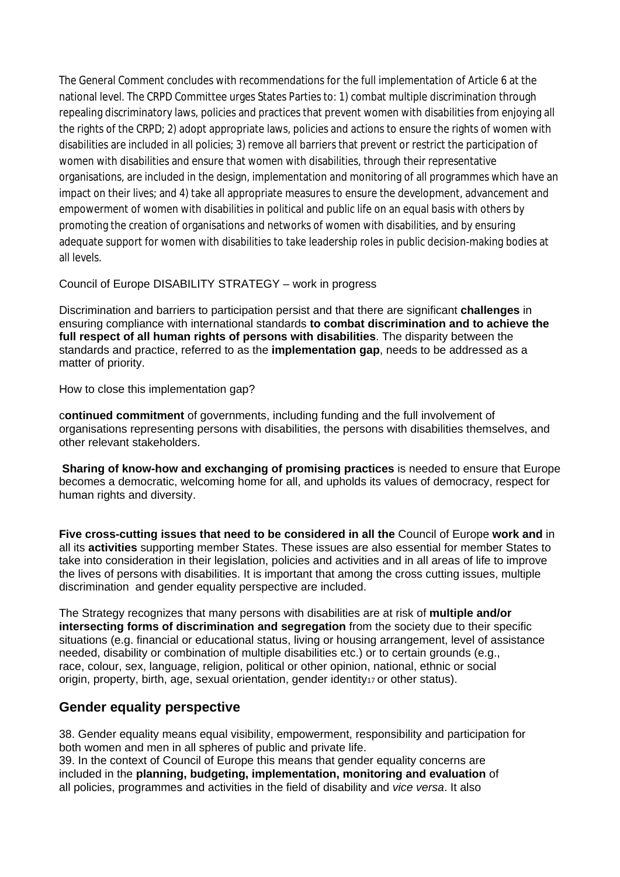The General Comment concludes with recommendations for the full implementation of Article 6 at the national level. The CRPD Committee urges States Parties to: 1) combat multiple discrimination through repealing discriminatory laws, policies and practices that prevent women with disabilities from enjoying all the rights of the CRPD; 2) adopt appropriate laws, policies and actions to ensure the rights of women with disabilities are included in all policies; 3) remove all barriers that prevent or restrict the participation of women with disabilities and ensure that women with disabilities, through their representative organisations, are included in the design, implementation and monitoring of all programmes which have an impact on their lives; and 4) take all appropriate measures to ensure the development, advancement and empowerment of women with disabilities in political and public life on an equal basis with others by promoting the creation of organisations and networks of women with disabilities, and by ensuring adequate support for women with disabilities to take leadership roles in public decision-making bodies at all levels.

Council of Europe DISABILITY STRATEGY – work in progress

Discrimination and barriers to participation persist and that there are significant **challenges** in ensuring compliance with international standards **to combat discrimination and to achieve the full respect of all human rights of persons with disabilities**. The disparity between the standards and practice, referred to as the **implementation gap**, needs to be addressed as a matter of priority.

How to close this implementation gap?

c**ontinued commitment** of governments, including funding and the full involvement of organisations representing persons with disabilities, the persons with disabilities themselves, and other relevant stakeholders.

**Sharing of know-how and exchanging of promising practices** is needed to ensure that Europe becomes a democratic, welcoming home for all, and upholds its values of democracy, respect for human rights and diversity.

**Five cross-cutting issues that need to be considered in all the** Council of Europe **work and** in all its **activities** supporting member States. These issues are also essential for member States to take into consideration in their legislation, policies and activities and in all areas of life to improve the lives of persons with disabilities. It is important that among the cross cutting issues, multiple discrimination and gender equality perspective are included.

The Strategy recognizes that many persons with disabilities are at risk of **multiple and/or intersecting forms of discrimination and segregation** from the society due to their specific situations (e.g. financial or educational status, living or housing arrangement, level of assistance needed, disability or combination of multiple disabilities etc.) or to certain grounds (e.g., race, colour, sex, language, religion, political or other opinion, national, ethnic or social origin, property, birth, age, sexual orientation, gender identity[17] or other status).

## Gender equality perspective

38. Gender equality means equal visibility, empowerment, responsibility and participation for both women and men in all spheres of public and private life.
39. In the context of Council of Europe this means that gender equality concerns are included in the **planning, budgeting, implementation, monitoring and evaluation** of all policies, programmes and activities in the field of disability and *vice versa*. It also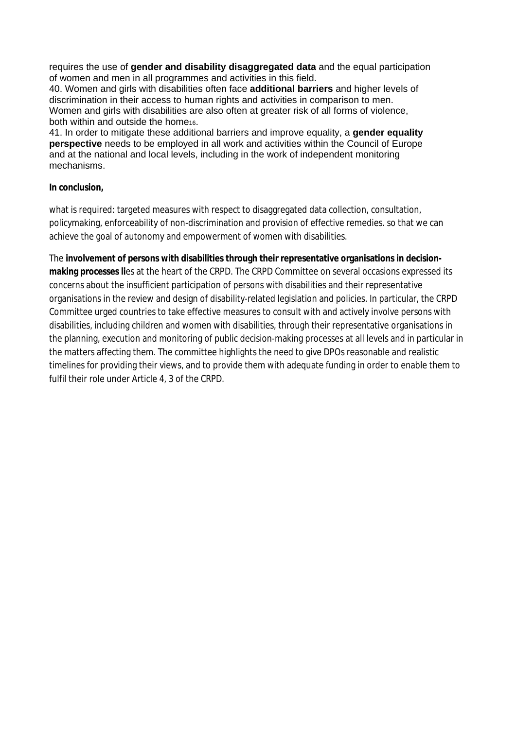requires the use of **gender and disability disaggregated data** and the equal participation of women and men in all programmes and activities in this field.

40. Women and girls with disabilities often face **additional barriers** and higher levels of discrimination in their access to human rights and activities in comparison to men. Women and girls with disabilities are also often at greater risk of all forms of violence, both within and outside the home[16].

41. In order to mitigate these additional barriers and improve equality, a **gender equality perspective** needs to be employed in all work and activities within the Council of Europe and at the national and local levels, including in the work of independent monitoring mechanisms.

**In conclusion,**

what is required: targeted measures with respect to disaggregated data collection, consultation, policymaking, enforceability of non-discrimination and provision of effective remedies. so that we can achieve the goal of autonomy and empowerment of women with disabilities.

The **involvement of persons with disabilities through their representative organisations in decision-making processes li**es at the heart of the CRPD. The CRPD Committee on several occasions expressed its concerns about the insufficient participation of persons with disabilities and their representative organisations in the review and design of disability-related legislation and policies. In particular, the CRPD Committee urged countries to take effective measures to consult with and actively involve persons with disabilities, including children and women with disabilities, through their representative organisations in the planning, execution and monitoring of public decision-making processes at all levels and in particular in the matters affecting them. The committee highlights the need to give DPOs reasonable and realistic timelines for providing their views, and to provide them with adequate funding in order to enable them to fulfil their role under Article 4, 3 of the CRPD.